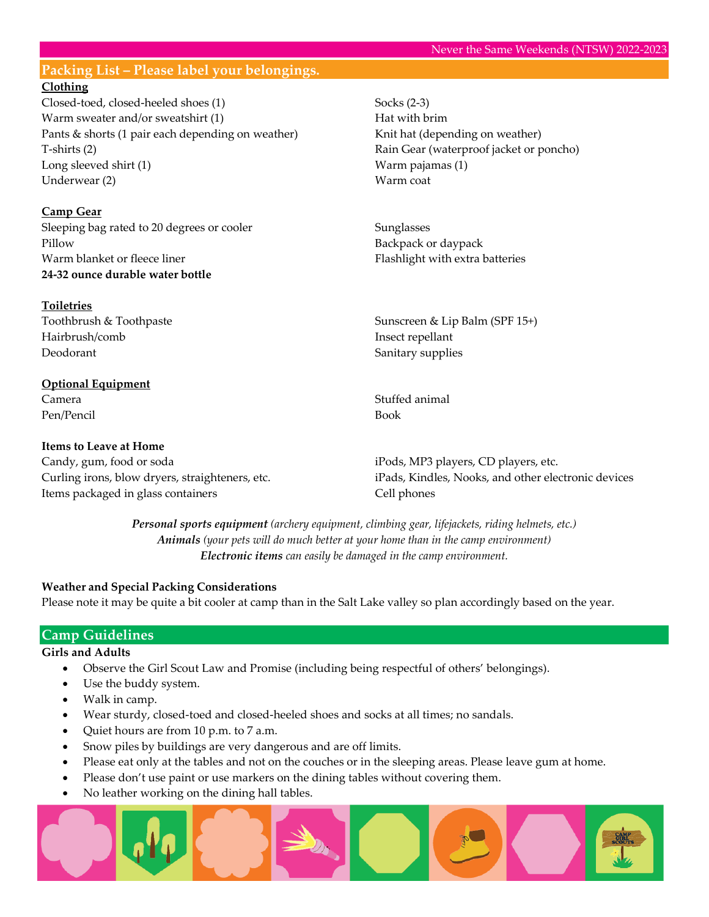Never the Same Weekends (NTSW) 2022-2023

## Packing List – Please label your belongings.

**Clothing**

Closed-toed, closed-heeled shoes (1)
Warm sweater and/or sweatshirt (1)
Pants & shorts (1 pair each depending on weather)
T-shirts (2)
Long sleeved shirt (1)
Underwear (2)
Socks (2-3)
Hat with brim
Knit hat (depending on weather)
Rain Gear (waterproof jacket or poncho)
Warm pajamas (1)
Warm coat

**Camp Gear**

Sleeping bag rated to 20 degrees or cooler
Pillow
Warm blanket or fleece liner
**24-32 ounce durable water bottle**
Sunglasses
Backpack or daypack
Flashlight with extra batteries

**Toiletries**

Toothbrush & Toothpaste
Hairbrush/comb
Deodorant
Sunscreen & Lip Balm (SPF 15+)
Insect repellant
Sanitary supplies

**Optional Equipment**

Camera
Pen/Pencil
Stuffed animal
Book

**Items to Leave at Home**

Candy, gum, food or soda
Curling irons, blow dryers, straighteners, etc.
Items packaged in glass containers
iPods, MP3 players, CD players, etc.
iPads, Kindles, Nooks, and other electronic devices
Cell phones

***Personal sports equipment*** *(archery equipment, climbing gear, lifejackets, riding helmets, etc.)*
***Animals*** *(your pets will do much better at your home than in the camp environment)*
***Electronic items*** *can easily be damaged in the camp environment.*

**Weather and Special Packing Considerations**

Please note it may be quite a bit cooler at camp than in the Salt Lake valley so plan accordingly based on the year.

## Camp Guidelines

**Girls and Adults**

- Observe the Girl Scout Law and Promise (including being respectful of others' belongings).
- Use the buddy system.
- Walk in camp.
- Wear sturdy, closed-toed and closed-heeled shoes and socks at all times; no sandals.
- Quiet hours are from 10 p.m. to 7 a.m.
- Snow piles by buildings are very dangerous and are off limits.
- Please eat only at the tables and not on the couches or in the sleeping areas. Please leave gum at home.
- Please don't use paint or use markers on the dining tables without covering them.
- No leather working on the dining hall tables.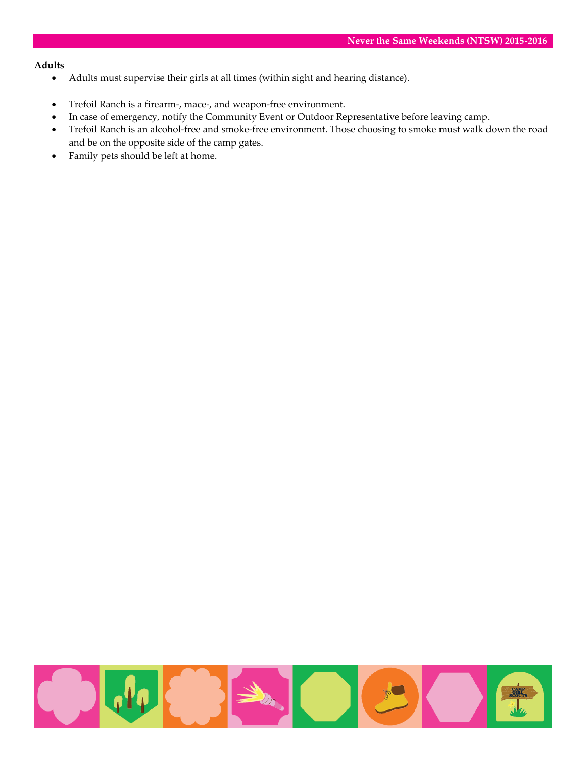**Adults**

- Adults must supervise their girls at all times (within sight and hearing distance).

- Trefoil Ranch is a firearm-, mace-, and weapon-free environment.
- In case of emergency, notify the Community Event or Outdoor Representative before leaving camp.
- Trefoil Ranch is an alcohol-free and smoke-free environment. Those choosing to smoke must walk down the road and be on the opposite side of the camp gates.
- Family pets should be left at home.